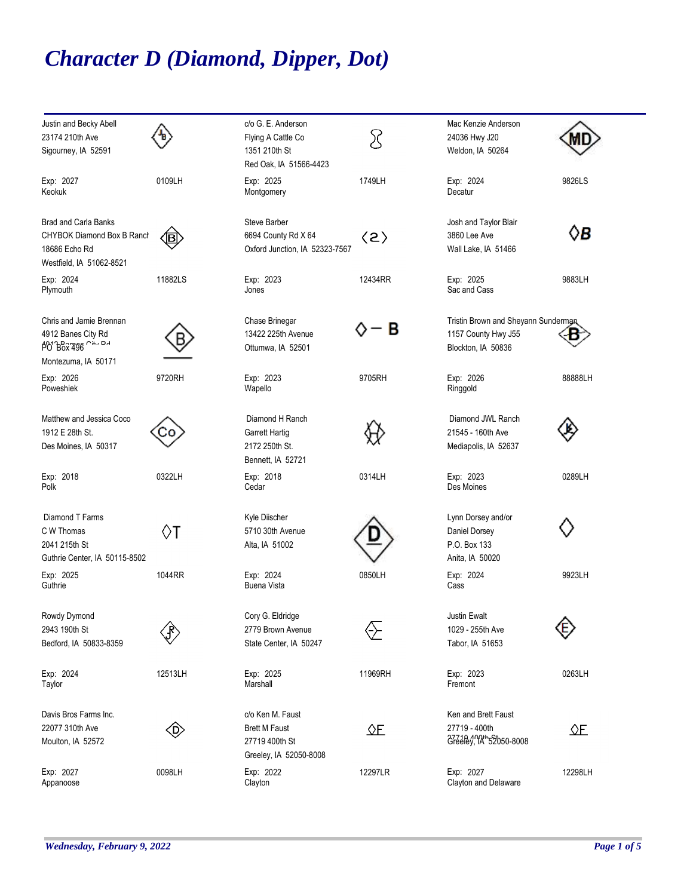# *Character D (Diamond, Dipper, Dot)*

| Owner | Brand | Owner | Brand | Owner | Brand |
|---|---|---|---|---|---|
| Justin and Becky Abell<br>23174 210th Ave<br>Sigourney, IA 52591<br><br>Exp: 2027<br>Keokuk | 0109LH | c/o G. E. Anderson<br>Flying A Cattle Co<br>1351 210th St<br>Red Oak, IA 51566-4423<br><br>Exp: 2025<br>Montgomery | 1749LH | Mac Kenzie Anderson<br>24036 Hwy J20<br>Weldon, IA 50264<br><br>Exp: 2024<br>Decatur | MD<br>9826LS |
| Brad and Carla Banks<br>CHYBOK Diamond Box B Ranch<br>18686 Echo Rd<br>Westfield, IA 51062-8521<br><br>Exp: 2024<br>Plymouth | B<br>11882LS | Steve Barber<br>6694 County Rd X 64<br>Oxford Junction, IA 52323-7567<br><br>Exp: 2023<br>Jones | ‹2›<br>12434RR | Josh and Taylor Blair<br>3860 Lee Ave<br>Wall Lake, IA 51466<br><br>Exp: 2025<br>Sac and Cass | ◊B<br>9883LH |
| Chris and Jamie Brennan<br>4912 Banes City Rd<br>PO Box 496<br>Montezuma, IA 50171<br><br>Exp: 2026<br>Poweshiek | B<br>9720RH | Chase Brinegar<br>13422 225th Avenue<br>Ottumwa, IA 52501<br><br>Exp: 2023<br>Wapello | ◊ – B<br>9705RH | Tristin Brown and Sheyann Sunderman<br>1157 County Hwy J55<br>Blockton, IA 50836<br><br>Exp: 2026<br>Ringgold | B<br>88888LH |
| Matthew and Jessica Coco<br>1912 E 28th St.<br>Des Moines, IA 50317<br><br>Exp: 2018<br>Polk | Co<br>0322LH | Diamond H Ranch<br>Garrett Hartig<br>2172 250th St.<br>Bennett, IA 52721<br><br>Exp: 2018<br>Cedar | 0314LH | Diamond JWL Ranch<br>21545 - 160th Ave<br>Mediapolis, IA 52637<br><br>Exp: 2023<br>Des Moines | 0289LH |
| Diamond T Farms<br>C W Thomas<br>2041 215th St<br>Guthrie Center, IA 50115-8502<br><br>Exp: 2025<br>Guthrie | ◊T<br>1044RR | Kyle Diischer<br>5710 30th Avenue<br>Alta, IA 51002<br><br>Exp: 2024<br>Buena Vista | D<br>0850LH | Lynn Dorsey and/or<br>Daniel Dorsey<br>P.O. Box 133<br>Anita, IA 50020<br><br>Exp: 2024<br>Cass | ◊<br>9923LH |
| Rowdy Dymond<br>2943 190th St<br>Bedford, IA 50833-8359<br><br>Exp: 2024<br>Taylor | 12513LH | Cory G. Eldridge<br>2779 Brown Avenue<br>State Center, IA 50247<br><br>Exp: 2025<br>Marshall | 11969RH | Justin Ewalt<br>1029 - 255th Ave<br>Tabor, IA 51653<br><br>Exp: 2023<br>Fremont | E<br>0263LH |
| Davis Bros Farms Inc.<br>22077 310th Ave<br>Moulton, IA 52572<br><br>Exp: 2027<br>Appanoose | D<br>0098LH | c/o Ken M. Faust<br>Brett M Faust<br>27719 400th St<br>Greeley, IA 52050-8008<br><br>Exp: 2022<br>Clayton | ◊F<br>12297LR | Ken and Brett Faust<br>27719 - 400th<br>Greeley, IA 52050-8008<br><br>Exp: 2027<br>Clayton and Delaware | ◊F<br>12298LH |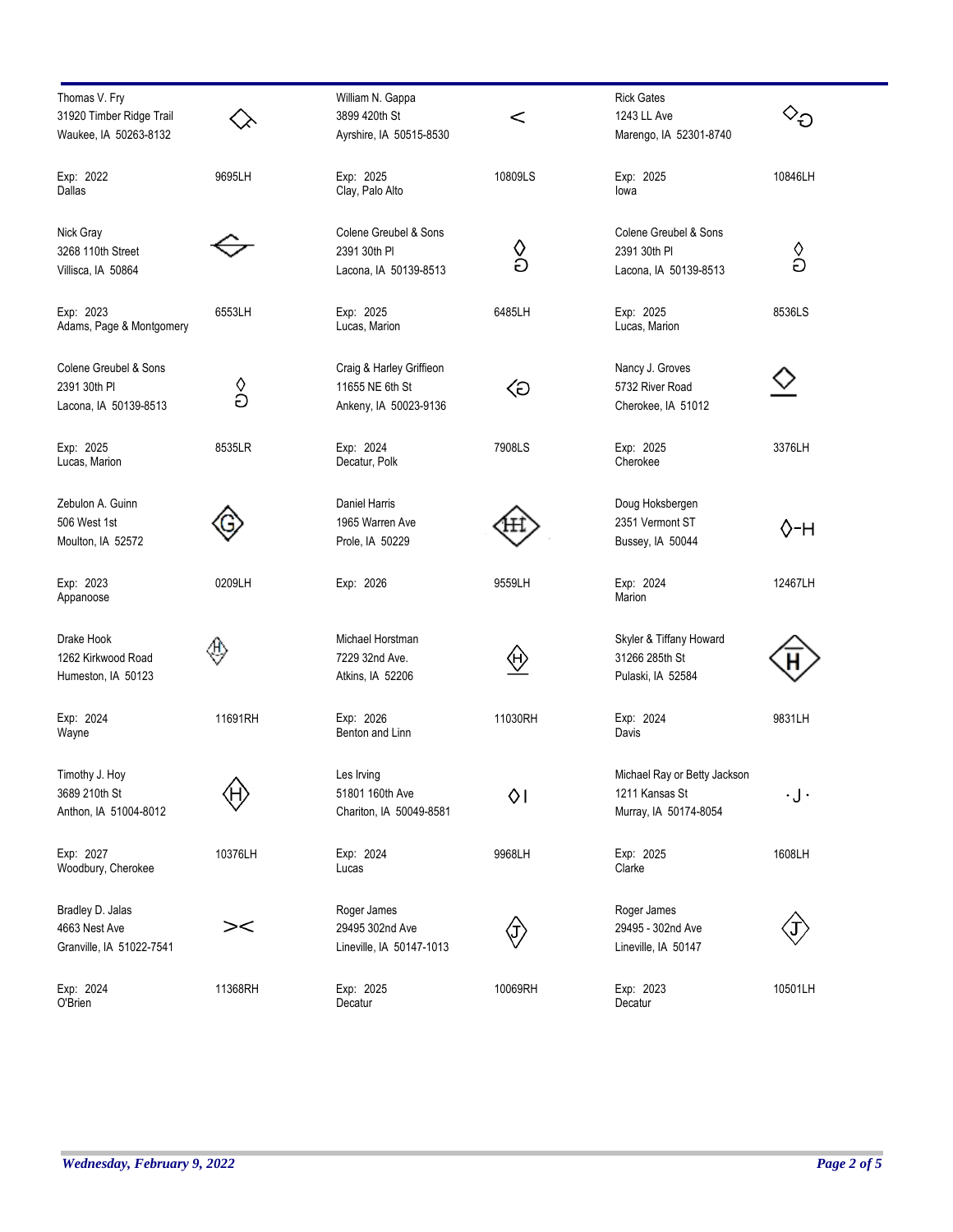Thomas V. Fry
31920 Timber Ridge Trail
Waukee, IA 50263-8132

Exp: 2022 — 9695LH
Dallas

William N. Gappa
3899 420th St
Ayrshire, IA 50515-8530

Exp: 2025 — 10809LS
Clay, Palo Alto

Rick Gates
1243 LL Ave
Marengo, IA 52301-8740

Exp: 2025 — 10846LH
Iowa

Nick Gray
3268 110th Street
Villisca, IA 50864

Exp: 2023 — 6553LH
Adams, Page & Montgomery

Colene Greubel & Sons
2391 30th Pl
Lacona, IA 50139-8513

Exp: 2025 — 6485LH
Lucas, Marion

Colene Greubel & Sons
2391 30th Pl
Lacona, IA 50139-8513

Exp: 2025 — 8536LS
Lucas, Marion

Colene Greubel & Sons
2391 30th Pl
Lacona, IA 50139-8513

Exp: 2025 — 8535LR
Lucas, Marion

Craig & Harley Griffieon
11655 NE 6th St
Ankeny, IA 50023-9136

Exp: 2024 — 7908LS
Decatur, Polk

Nancy J. Groves
5732 River Road
Cherokee, IA 51012

Exp: 2025 — 3376LH
Cherokee

Zebulon A. Guinn
506 West 1st
Moulton, IA 52572

Exp: 2023 — 0209LH
Appanoose

Daniel Harris
1965 Warren Ave
Prole, IA 50229

Exp: 2026 — 9559LH

Doug Hoksbergen
2351 Vermont ST
Bussey, IA 50044

Exp: 2024 — 12467LH
Marion

Drake Hook
1262 Kirkwood Road
Humeston, IA 50123

Exp: 2024 — 11691RH
Wayne

Michael Horstman
7229 32nd Ave.
Atkins, IA 52206

Exp: 2026 — 11030RH
Benton and Linn

Skyler & Tiffany Howard
31266 285th St
Pulaski, IA 52584

Exp: 2024 — 9831LH
Davis

Timothy J. Hoy
3689 210th St
Anthon, IA 51004-8012

Exp: 2027 — 10376LH
Woodbury, Cherokee

Les Irving
51801 160th Ave
Chariton, IA 50049-8581

Exp: 2024 — 9968LH
Lucas

Michael Ray or Betty Jackson
1211 Kansas St
Murray, IA 50174-8054

Exp: 2025 — 1608LH
Clarke

Bradley D. Jalas
4663 Nest Ave
Granville, IA 51022-7541

Exp: 2024 — 11368RH
O'Brien

Roger James
29495 302nd Ave
Lineville, IA 50147-1013

Exp: 2025 — 10069RH
Decatur

Roger James
29495 - 302nd Ave
Lineville, IA 50147

Exp: 2023 — 10501LH
Decatur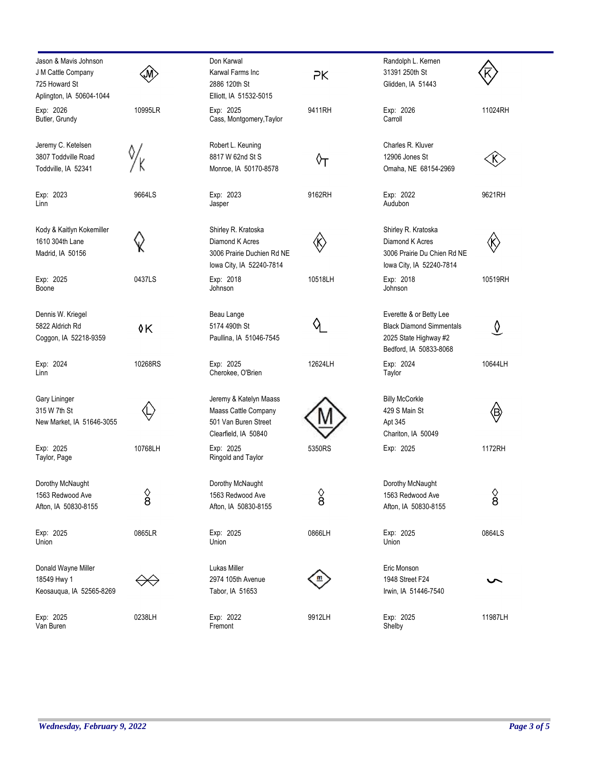Jason & Mavis Johnson
J M Cattle Company
725 Howard St
Aplington, IA 50604-1044

Exp: 2026
Butler, Grundy

10995LR

Don Karwal
Karwal Farms Inc
2886 120th St
Elliott, IA 51532-5015

Exp: 2025
Cass, Montgomery,Taylor

PK

9411RH

Randolph L. Kernen
31391 250th St
Glidden, IA 51443

Exp: 2026
Carroll

11024RH

Jeremy C. Ketelsen
3807 Toddville Road
Toddville, IA 52341

Exp: 2023
Linn

9664LS

Robert L. Keuning
8817 W 62nd St S
Monroe, IA 50170-8578

Exp: 2023
Jasper

9162RH

Charles R. Kluver
12906 Jones St
Omaha, NE 68154-2969

Exp: 2022
Audubon

9621RH

Kody & Kaitlyn Kokemiller
1610 304th Lane
Madrid, IA 50156

Exp: 2025
Boone

0437LS

Shirley R. Kratoska
Diamond K Acres
3006 Prairie Duchien Rd NE
Iowa City, IA 52240-7814

Exp: 2018
Johnson

10518LH

Shirley R. Kratoska
Diamond K Acres
3006 Prairie Du Chien Rd NE
Iowa City, IA 52240-7814

Exp: 2018
Johnson

10519RH

Dennis W. Kriegel
5822 Aldrich Rd
Coggon, IA 52218-9359

Exp: 2024
Linn

10268RS

Beau Lange
5174 490th St
Paullina, IA 51046-7545

Exp: 2025
Cherokee, O'Brien

12624LH

Everette & or Betty Lee
Black Diamond Simmentals
2025 State Highway #2
Bedford, IA 50833-8068

Exp: 2024
Taylor

10644LH

Gary Lininger
315 W 7th St
New Market, IA 51646-3055

Exp: 2025
Taylor, Page

10768LH

Jeremy & Katelyn Maass
Maass Cattle Company
501 Van Buren Street
Clearfield, IA 50840

Exp: 2025
Ringold and Taylor

5350RS

Billy McCorkle
429 S Main St
Apt 345
Chariton, IA 50049

Exp: 2025

1172RH

Dorothy McNaught
1563 Redwood Ave
Afton, IA 50830-8155

Exp: 2025
Union

0865LR

Dorothy McNaught
1563 Redwood Ave
Afton, IA 50830-8155

Exp: 2025
Union

0866LH

Dorothy McNaught
1563 Redwood Ave
Afton, IA 50830-8155

Exp: 2025
Union

0864LS

Donald Wayne Miller
18549 Hwy 1
Keosauqua, IA 52565-8269

Exp: 2025
Van Buren

0238LH

Lukas Miller
2974 105th Avenue
Tabor, IA 51653

Exp: 2022
Fremont

9912LH

Eric Monson
1948 Street F24
Irwin, IA 51446-7540

Exp: 2025
Shelby

11987LH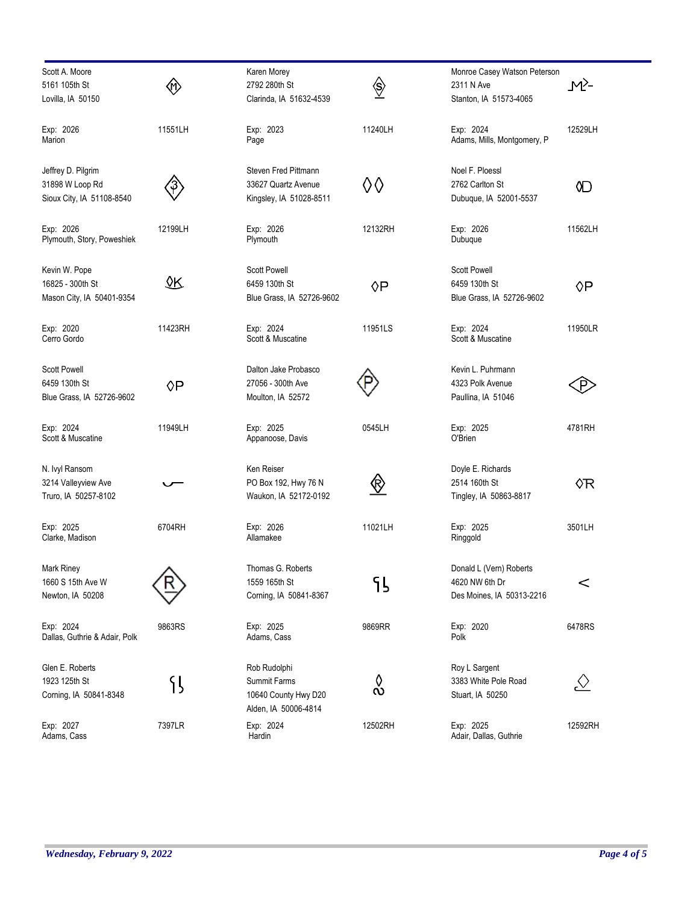Scott A. Moore
5161 105th St
Lovilla, IA 50150

Exp: 2026
Marion
11551LH

Karen Morey
2792 280th St
Clarinda, IA 51632-4539

Exp: 2023
Page
11240LH

Monroe Casey Watson Peterson
2311 N Ave
Stanton, IA 51573-4065

Exp: 2024
Adams, Mills, Montgomery, P
12529LH

Jeffrey D. Pilgrim
31898 W Loop Rd
Sioux City, IA 51108-8540

Exp: 2026
Plymouth, Story, Poweshiek
12199LH

Steven Fred Pittmann
33627 Quartz Avenue
Kingsley, IA 51028-8511

Exp: 2026
Plymouth
12132RH

Noel F. Ploessl
2762 Carlton St
Dubuque, IA 52001-5537

Exp: 2026
Dubuque
11562LH

Kevin W. Pope
16825 - 300th St
Mason City, IA 50401-9354

Exp: 2020
Cerro Gordo
11423RH

Scott Powell
6459 130th St
Blue Grass, IA 52726-9602

Exp: 2024
Scott & Muscatine
11951LS

Scott Powell
6459 130th St
Blue Grass, IA 52726-9602

Exp: 2024
Scott & Muscatine
11950LR

Scott Powell
6459 130th St
Blue Grass, IA 52726-9602

Exp: 2024
Scott & Muscatine
11949LH

Dalton Jake Probasco
27056 - 300th Ave
Moulton, IA 52572

Exp: 2025
Appanoose, Davis
0545LH

Kevin L. Puhrmann
4323 Polk Avenue
Paullina, IA 51046

Exp: 2025
O'Brien
4781RH

N. Ivyl Ransom
3214 Valleyview Ave
Truro, IA 50257-8102

Exp: 2025
Clarke, Madison
6704RH

Ken Reiser
PO Box 192, Hwy 76 N
Waukon, IA 52172-0192

Exp: 2026
Allamakee
11021LH

Doyle E. Richards
2514 160th St
Tingley, IA 50863-8817

Exp: 2025
Ringgold
3501LH

Mark Riney
1660 S 15th Ave W
Newton, IA 50208

Exp: 2024
Dallas, Guthrie & Adair, Polk
9863RS

Thomas G. Roberts
1559 165th St
Corning, IA 50841-8367

Exp: 2025
Adams, Cass
9869RR

Donald L (Vern) Roberts
4620 NW 6th Dr
Des Moines, IA 50313-2216

Exp: 2020
Polk
6478RS

Glen E. Roberts
1923 125th St
Corning, IA 50841-8348

Exp: 2027
Adams, Cass
7397LR

Rob Rudolphi
Summit Farms
10640 County Hwy D20
Alden, IA 50006-4814

Exp: 2024
Hardin
12502RH

Roy L Sargent
3383 White Pole Road
Stuart, IA 50250

Exp: 2025
Adair, Dallas, Guthrie
12592RH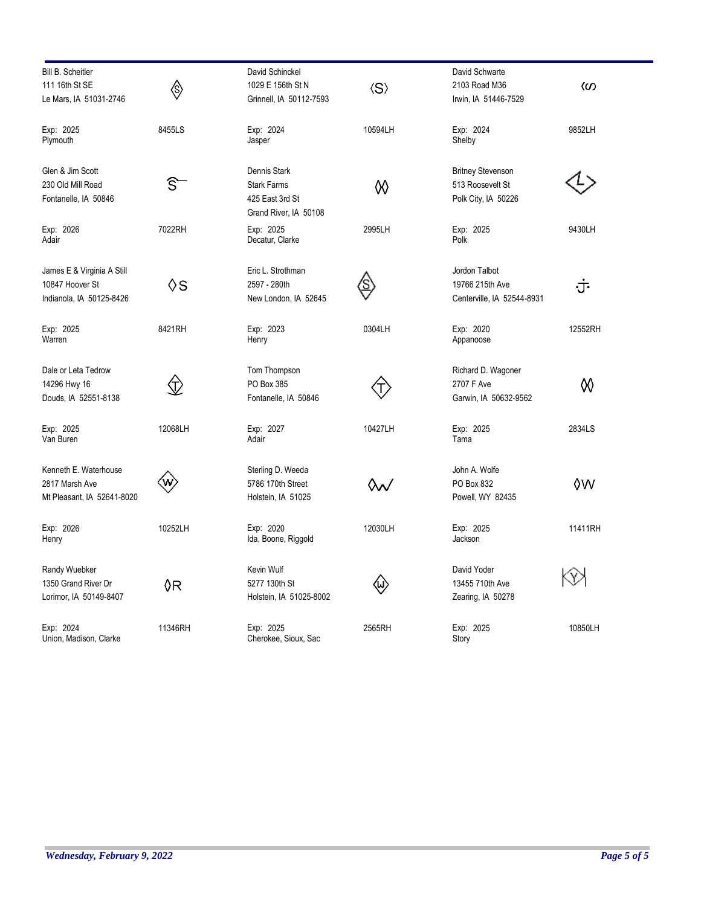Bill B. Scheitler
111 16th St SE
Le Mars, IA 51031-2746

Exp: 2025
Plymouth
8455LS

David Schinckel
1029 E 156th St N
Grinnell, IA 50112-7593

Exp: 2024
Jasper
10594LH

David Schwarte
2103 Road M36
Irwin, IA 51446-7529

Exp: 2024
Shelby
9852LH

Glen & Jim Scott
230 Old Mill Road
Fontanelle, IA 50846

Exp: 2026
Adair
7022RH

Dennis Stark
Stark Farms
425 East 3rd St
Grand River, IA 50108

Exp: 2025
Decatur, Clarke
2995LH

Britney Stevenson
513 Roosevelt St
Polk City, IA 50226

Exp: 2025
Polk
9430LH

James E & Virginia A Still
10847 Hoover St
Indianola, IA 50125-8426

Exp: 2025
Warren
8421RH

Eric L. Strothman
2597 - 280th
New London, IA 52645

Exp: 2023
Henry
0304LH

Jordon Talbot
19766 215th Ave
Centerville, IA 52544-8931

Exp: 2020
Appanoose
12552RH

Dale or Leta Tedrow
14296 Hwy 16
Douds, IA 52551-8138

Exp: 2025
Van Buren
12068LH

Tom Thompson
PO Box 385
Fontanelle, IA 50846

Exp: 2027
Adair
10427LH

Richard D. Wagoner
2707 F Ave
Garwin, IA 50632-9562

Exp: 2025
Tama
2834LS

Kenneth E. Waterhouse
2817 Marsh Ave
Mt Pleasant, IA 52641-8020

Exp: 2026
Henry
10252LH

Sterling D. Weeda
5786 170th Street
Holstein, IA 51025

Exp: 2020
Ida, Boone, Riggold
12030LH

John A. Wolfe
PO Box 832
Powell, WY 82435

Exp: 2025
Jackson
11411RH

Randy Wuebker
1350 Grand River Dr
Lorimor, IA 50149-8407

Exp: 2024
Union, Madison, Clarke
11346RH

Kevin Wulf
5277 130th St
Holstein, IA 51025-8002

Exp: 2025
Cherokee, Sioux, Sac
2565RH

David Yoder
13455 710th Ave
Zearing, IA 50278

Exp: 2025
Story
10850LH